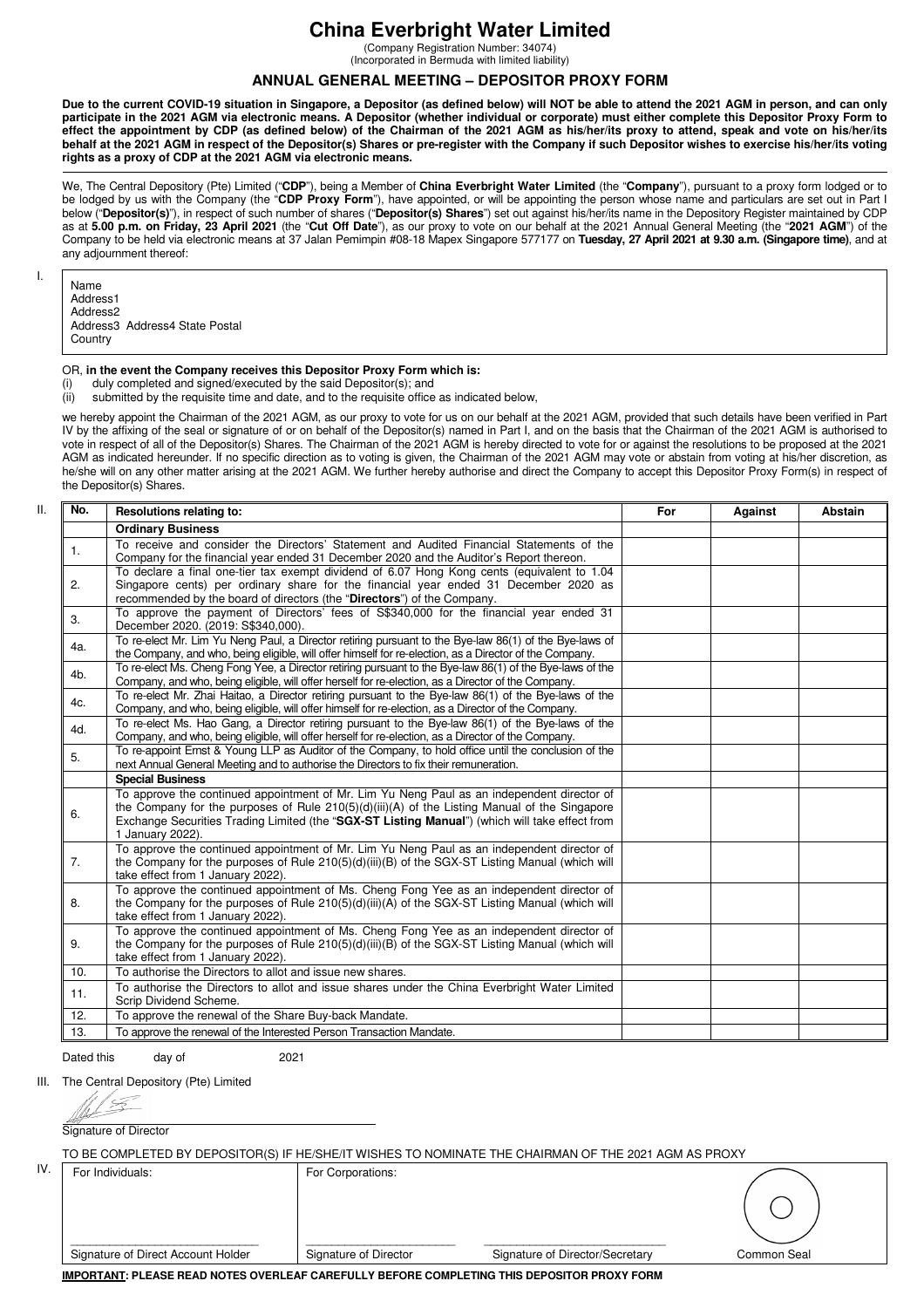# China Everbright Water Limited

(Company Registration Number: 34074)
(Incorporated in Bermuda with limited liability)

## ANNUAL GENERAL MEETING – DEPOSITOR PROXY FORM

**Due to the current COVID-19 situation in Singapore, a Depositor (as defined below) will NOT be able to attend the 2021 AGM in person, and can only participate in the 2021 AGM via electronic means. A Depositor (whether individual or corporate) must either complete this Depositor Proxy Form to effect the appointment by CDP (as defined below) of the Chairman of the 2021 AGM as his/her/its proxy to attend, speak and vote on his/her/its behalf at the 2021 AGM in respect of the Depositor(s) Shares or pre-register with the Company if such Depositor wishes to exercise his/her/its voting rights as a proxy of CDP at the 2021 AGM via electronic means.**

We, The Central Depository (Pte) Limited ("**CDP**"), being a Member of **China Everbright Water Limited** (the "**Company**"), pursuant to a proxy form lodged or to be lodged by us with the Company (the "**CDP Proxy Form**"), have appointed, or will be appointing the person whose name and particulars are set out in Part I below ("**Depositor(s)**"), in respect of such number of shares ("**Depositor(s) Shares**") set out against his/her/its name in the Depository Register maintained by CDP as at **5.00 p.m. on Friday, 23 April 2021** (the "**Cut Off Date**"), as our proxy to vote on our behalf at the 2021 Annual General Meeting (the "**2021 AGM**") of the Company to be held via electronic means at 37 Jalan Pemimpin #08-18 Mapex Singapore 577177 on **Tuesday, 27 April 2021 at 9.30 a.m. (Singapore time)**, and at any adjournment thereof:

I.

Name
Address1
Address2
Address3 Address4 State Postal
Country

OR, **in the event the Company receives this Depositor Proxy Form which is:**

(i) duly completed and signed/executed by the said Depositor(s); and
(ii) submitted by the requisite time and date, and to the requisite office as indicated below,

we hereby appoint the Chairman of the 2021 AGM, as our proxy to vote for us on our behalf at the 2021 AGM, provided that such details have been verified in Part IV by the affixing of the seal or signature of or on behalf of the Depositor(s) named in Part I, and on the basis that the Chairman of the 2021 AGM is authorised to vote in respect of all of the Depositor(s) Shares. The Chairman of the 2021 AGM is hereby directed to vote for or against the resolutions to be proposed at the 2021 AGM as indicated hereunder. If no specific direction as to voting is given, the Chairman of the 2021 AGM may vote or abstain from voting at his/her discretion, as he/she will on any other matter arising at the 2021 AGM. We further hereby authorise and direct the Company to accept this Depositor Proxy Form(s) in respect of the Depositor(s) Shares.

II.

| No. | Resolutions relating to: | For | Against | Abstain |
|---|---|---|---|---|
| | **Ordinary Business** | | | |
| 1. | To receive and consider the Directors' Statement and Audited Financial Statements of the Company for the financial year ended 31 December 2020 and the Auditor's Report thereon. | | | |
| 2. | To declare a final one-tier tax exempt dividend of 6.07 Hong Kong cents (equivalent to 1.04 Singapore cents) per ordinary share for the financial year ended 31 December 2020 as recommended by the board of directors (the "**Directors**") of the Company. | | | |
| 3. | To approve the payment of Directors' fees of S$340,000 for the financial year ended 31 December 2020. (2019: S$340,000). | | | |
| 4a. | To re-elect Mr. Lim Yu Neng Paul, a Director retiring pursuant to the Bye-law 86(1) of the Bye-laws of the Company, and who, being eligible, will offer himself for re-election, as a Director of the Company. | | | |
| 4b. | To re-elect Ms. Cheng Fong Yee, a Director retiring pursuant to the Bye-law 86(1) of the Bye-laws of the Company, and who, being eligible, will offer herself for re-election, as a Director of the Company. | | | |
| 4c. | To re-elect Mr. Zhai Haitao, a Director retiring pursuant to the Bye-law 86(1) of the Bye-laws of the Company, and who, being eligible, will offer himself for re-election, as a Director of the Company. | | | |
| 4d. | To re-elect Ms. Hao Gang, a Director retiring pursuant to the Bye-law 86(1) of the Bye-laws of the Company, and who, being eligible, will offer herself for re-election, as a Director of the Company. | | | |
| 5. | To re-appoint Ernst & Young LLP as Auditor of the Company, to hold office until the conclusion of the next Annual General Meeting and to authorise the Directors to fix their remuneration. | | | |
| | **Special Business** | | | |
| 6. | To approve the continued appointment of Mr. Lim Yu Neng Paul as an independent director of the Company for the purposes of Rule 210(5)(d)(iii)(A) of the Listing Manual of the Singapore Exchange Securities Trading Limited (the "**SGX-ST Listing Manual**") (which will take effect from 1 January 2022). | | | |
| 7. | To approve the continued appointment of Mr. Lim Yu Neng Paul as an independent director of the Company for the purposes of Rule 210(5)(d)(iii)(B) of the SGX-ST Listing Manual (which will take effect from 1 January 2022). | | | |
| 8. | To approve the continued appointment of Ms. Cheng Fong Yee as an independent director of the Company for the purposes of Rule 210(5)(d)(iii)(A) of the SGX-ST Listing Manual (which will take effect from 1 January 2022). | | | |
| 9. | To approve the continued appointment of Ms. Cheng Fong Yee as an independent director of the Company for the purposes of Rule 210(5)(d)(iii)(B) of the SGX-ST Listing Manual (which will take effect from 1 January 2022). | | | |
| 10. | To authorise the Directors to allot and issue new shares. | | | |
| 11. | To authorise the Directors to allot and issue shares under the China Everbright Water Limited Scrip Dividend Scheme. | | | |
| 12. | To approve the renewal of the Share Buy-back Mandate. | | | |
| 13. | To approve the renewal of the Interested Person Transaction Mandate. | | | |

Dated this day of 2021

III. The Central Depository (Pte) Limited

Signature of Director

TO BE COMPLETED BY DEPOSITOR(S) IF HE/SHE/IT WISHES TO NOMINATE THE CHAIRMAN OF THE 2021 AGM AS PROXY

IV.

| For Individuals: | For Corporations: | | |
|---|---|---|---|
| Signature of Direct Account Holder | Signature of Director | Signature of Director/Secretary | Common Seal |

**IMPORTANT: PLEASE READ NOTES OVERLEAF CAREFULLY BEFORE COMPLETING THIS DEPOSITOR PROXY FORM**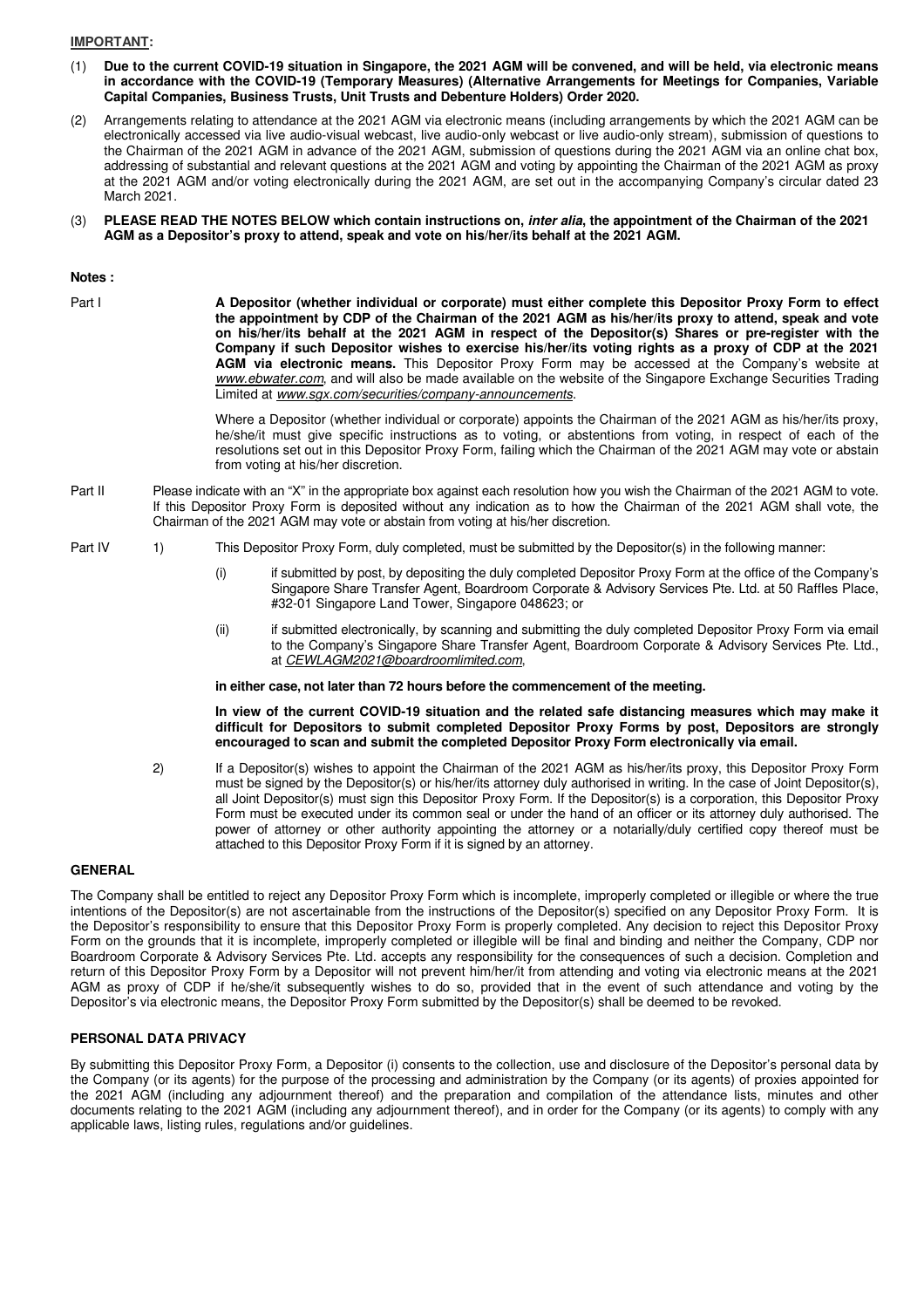**IMPORTANT:**

(1) **Due to the current COVID-19 situation in Singapore, the 2021 AGM will be convened, and will be held, via electronic means in accordance with the COVID-19 (Temporary Measures) (Alternative Arrangements for Meetings for Companies, Variable Capital Companies, Business Trusts, Unit Trusts and Debenture Holders) Order 2020.**

(2) Arrangements relating to attendance at the 2021 AGM via electronic means (including arrangements by which the 2021 AGM can be electronically accessed via live audio-visual webcast, live audio-only webcast or live audio-only stream), submission of questions to the Chairman of the 2021 AGM in advance of the 2021 AGM, submission of questions during the 2021 AGM via an online chat box, addressing of substantial and relevant questions at the 2021 AGM and voting by appointing the Chairman of the 2021 AGM as proxy at the 2021 AGM and/or voting electronically during the 2021 AGM, are set out in the accompanying Company's circular dated 23 March 2021.

(3) **PLEASE READ THE NOTES BELOW which contain instructions on, *inter alia*, the appointment of the Chairman of the 2021 AGM as a Depositor's proxy to attend, speak and vote on his/her/its behalf at the 2021 AGM.**

**Notes :**

Part I **A Depositor (whether individual or corporate) must either complete this Depositor Proxy Form to effect the appointment by CDP of the Chairman of the 2021 AGM as his/her/its proxy to attend, speak and vote on his/her/its behalf at the 2021 AGM in respect of the Depositor(s) Shares or pre-register with the Company if such Depositor wishes to exercise his/her/its voting rights as a proxy of CDP at the 2021 AGM via electronic means.** This Depositor Proxy Form may be accessed at the Company's website at *www.ebwater.com*, and will also be made available on the website of the Singapore Exchange Securities Trading Limited at *www.sgx.com/securities/company-announcements*.

Where a Depositor (whether individual or corporate) appoints the Chairman of the 2021 AGM as his/her/its proxy, he/she/it must give specific instructions as to voting, or abstentions from voting, in respect of each of the resolutions set out in this Depositor Proxy Form, failing which the Chairman of the 2021 AGM may vote or abstain from voting at his/her discretion.

Part II Please indicate with an "X" in the appropriate box against each resolution how you wish the Chairman of the 2021 AGM to vote. If this Depositor Proxy Form is deposited without any indication as to how the Chairman of the 2021 AGM shall vote, the Chairman of the 2021 AGM may vote or abstain from voting at his/her discretion.

Part IV

1) This Depositor Proxy Form, duly completed, must be submitted by the Depositor(s) in the following manner:

   (i) if submitted by post, by depositing the duly completed Depositor Proxy Form at the office of the Company's Singapore Share Transfer Agent, Boardroom Corporate & Advisory Services Pte. Ltd. at 50 Raffles Place, #32-01 Singapore Land Tower, Singapore 048623; or

   (ii) if submitted electronically, by scanning and submitting the duly completed Depositor Proxy Form via email to the Company's Singapore Share Transfer Agent, Boardroom Corporate & Advisory Services Pte. Ltd., at *CEWLAGM2021@boardroomlimited.com*,

   **in either case, not later than 72 hours before the commencement of the meeting.**

   **In view of the current COVID-19 situation and the related safe distancing measures which may make it difficult for Depositors to submit completed Depositor Proxy Forms by post, Depositors are strongly encouraged to scan and submit the completed Depositor Proxy Form electronically via email.**

2) If a Depositor(s) wishes to appoint the Chairman of the 2021 AGM as his/her/its proxy, this Depositor Proxy Form must be signed by the Depositor(s) or his/her/its attorney duly authorised in writing. In the case of Joint Depositor(s), all Joint Depositor(s) must sign this Depositor Proxy Form. If the Depositor(s) is a corporation, this Depositor Proxy Form must be executed under its common seal or under the hand of an officer or its attorney duly authorised. The power of attorney or other authority appointing the attorney or a notarially/duly certified copy thereof must be attached to this Depositor Proxy Form if it is signed by an attorney.

**GENERAL**

The Company shall be entitled to reject any Depositor Proxy Form which is incomplete, improperly completed or illegible or where the true intentions of the Depositor(s) are not ascertainable from the instructions of the Depositor(s) specified on any Depositor Proxy Form. It is the Depositor's responsibility to ensure that this Depositor Proxy Form is properly completed. Any decision to reject this Depositor Proxy Form on the grounds that it is incomplete, improperly completed or illegible will be final and binding and neither the Company, CDP nor Boardroom Corporate & Advisory Services Pte. Ltd. accepts any responsibility for the consequences of such a decision. Completion and return of this Depositor Proxy Form by a Depositor will not prevent him/her/it from attending and voting via electronic means at the 2021 AGM as proxy of CDP if he/she/it subsequently wishes to do so, provided that in the event of such attendance and voting by the Depositor's via electronic means, the Depositor Proxy Form submitted by the Depositor(s) shall be deemed to be revoked.

**PERSONAL DATA PRIVACY**

By submitting this Depositor Proxy Form, a Depositor (i) consents to the collection, use and disclosure of the Depositor's personal data by the Company (or its agents) for the purpose of the processing and administration by the Company (or its agents) of proxies appointed for the 2021 AGM (including any adjournment thereof) and the preparation and compilation of the attendance lists, minutes and other documents relating to the 2021 AGM (including any adjournment thereof), and in order for the Company (or its agents) to comply with any applicable laws, listing rules, regulations and/or guidelines.